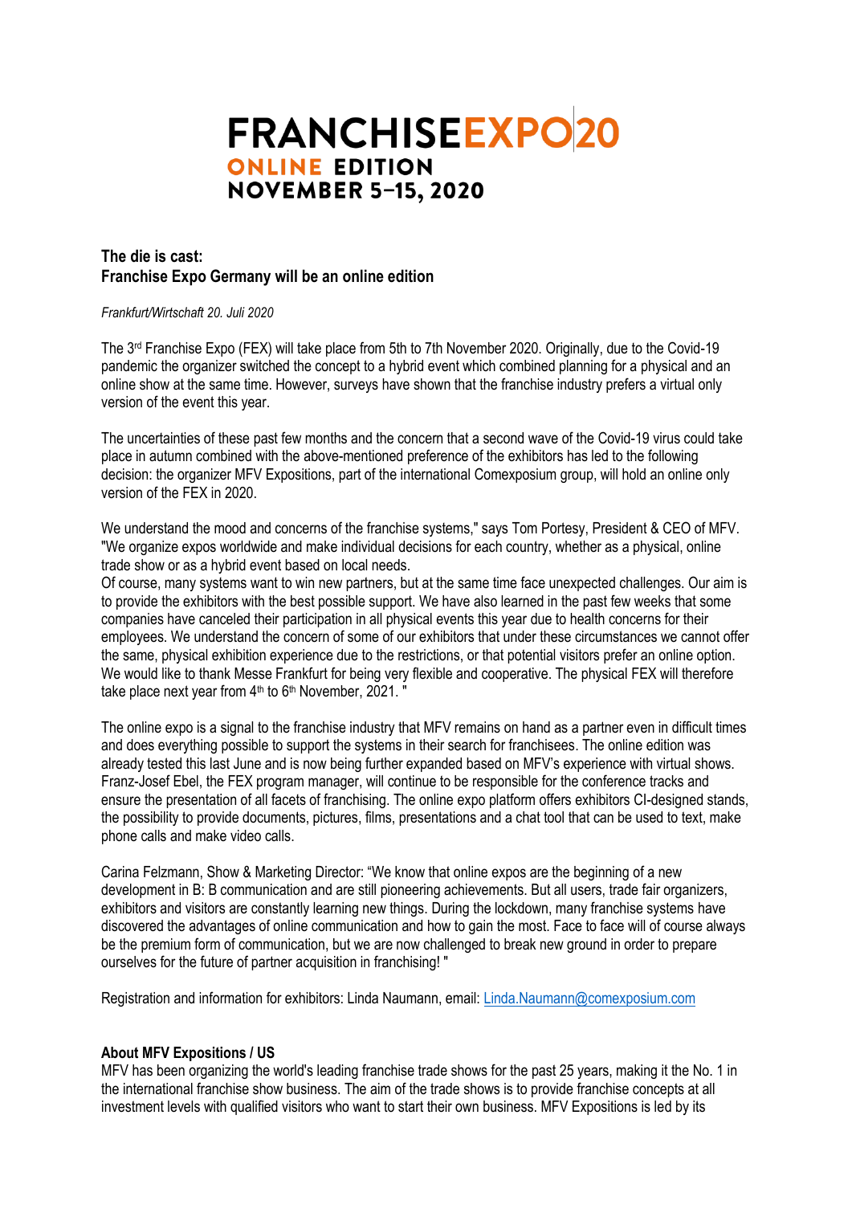# FRANCHISEEXPO20

**ONLINE EDITION**
**NOVEMBER 5–15, 2020**

## The die is cast: Franchise Expo Germany will be an online edition

*Frankfurt/Wirtschaft 20. Juli 2020*

The 3rd Franchise Expo (FEX) will take place from 5th to 7th November 2020. Originally, due to the Covid-19 pandemic the organizer switched the concept to a hybrid event which combined planning for a physical and an online show at the same time. However, surveys have shown that the franchise industry prefers a virtual only version of the event this year.

The uncertainties of these past few months and the concern that a second wave of the Covid-19 virus could take place in autumn combined with the above-mentioned preference of the exhibitors has led to the following decision: the organizer MFV Expositions, part of the international Comexposium group, will hold an online only version of the FEX in 2020.

We understand the mood and concerns of the franchise systems," says Tom Portesy, President & CEO of MFV. "We organize expos worldwide and make individual decisions for each country, whether as a physical, online trade show or as a hybrid event based on local needs.
Of course, many systems want to win new partners, but at the same time face unexpected challenges. Our aim is to provide the exhibitors with the best possible support. We have also learned in the past few weeks that some companies have canceled their participation in all physical events this year due to health concerns for their employees. We understand the concern of some of our exhibitors that under these circumstances we cannot offer the same, physical exhibition experience due to the restrictions, or that potential visitors prefer an online option. We would like to thank Messe Frankfurt for being very flexible and cooperative. The physical FEX will therefore take place next year from 4th to 6th November, 2021. "

The online expo is a signal to the franchise industry that MFV remains on hand as a partner even in difficult times and does everything possible to support the systems in their search for franchisees. The online edition was already tested this last June and is now being further expanded based on MFV's experience with virtual shows. Franz-Josef Ebel, the FEX program manager, will continue to be responsible for the conference tracks and ensure the presentation of all facets of franchising. The online expo platform offers exhibitors CI-designed stands, the possibility to provide documents, pictures, films, presentations and a chat tool that can be used to text, make phone calls and make video calls.

Carina Felzmann, Show & Marketing Director: "We know that online expos are the beginning of a new development in B: B communication and are still pioneering achievements. But all users, trade fair organizers, exhibitors and visitors are constantly learning new things. During the lockdown, many franchise systems have discovered the advantages of online communication and how to gain the most. Face to face will of course always be the premium form of communication, but we are now challenged to break new ground in order to prepare ourselves for the future of partner acquisition in franchising! "

Registration and information for exhibitors: Linda Naumann, email: Linda.Naumann@comexposium.com

### About MFV Expositions / US

MFV has been organizing the world's leading franchise trade shows for the past 25 years, making it the No. 1 in the international franchise show business. The aim of the trade shows is to provide franchise concepts at all investment levels with qualified visitors who want to start their own business. MFV Expositions is led by its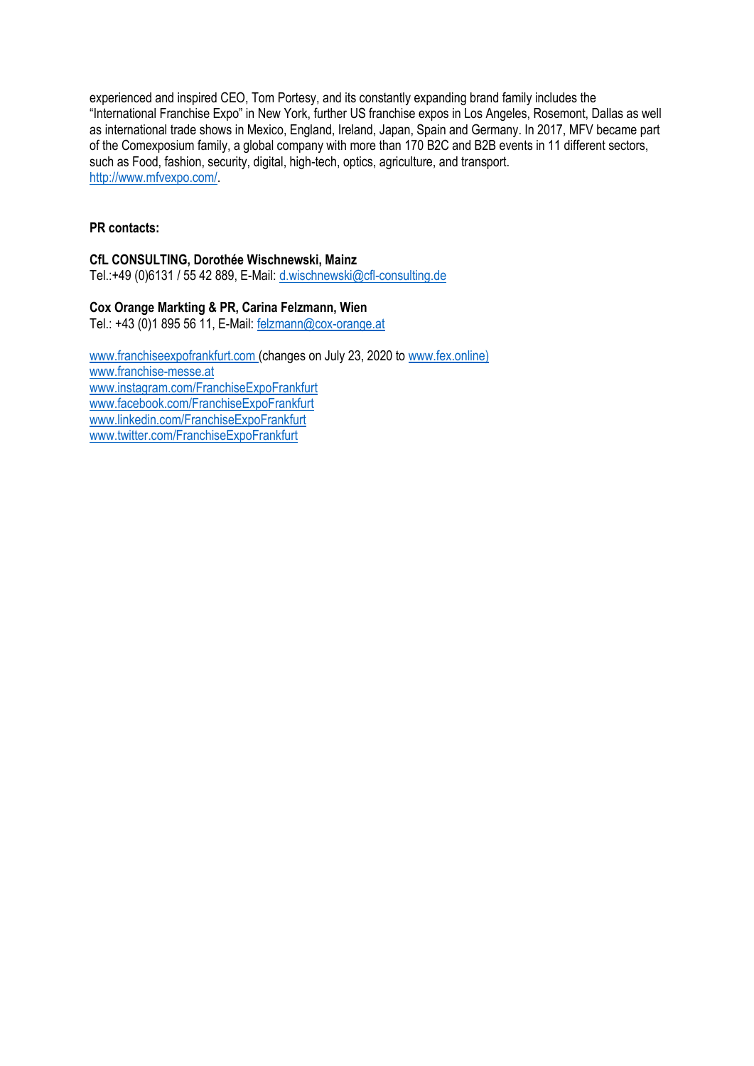experienced and inspired CEO, Tom Portesy, and its constantly expanding brand family includes the "International Franchise Expo" in New York, further US franchise expos in Los Angeles, Rosemont, Dallas as well as international trade shows in Mexico, England, Ireland, Japan, Spain and Germany. In 2017, MFV became part of the Comexposium family, a global company with more than 170 B2C and B2B events in 11 different sectors, such as Food, fashion, security, digital, high-tech, optics, agriculture, and transport. http://www.mfvexpo.com/.

**PR contacts:**

**CfL CONSULTING, Dorothée Wischnewski, Mainz**
Tel.:+49 (0)6131 / 55 42 889, E-Mail: d.wischnewski@cfl-consulting.de

**Cox Orange Markting & PR, Carina Felzmann, Wien**
Tel.: +43 (0)1 895 56 11, E-Mail: felzmann@cox-orange.at

www.franchiseexpofrankfurt.com (changes on July 23, 2020 to www.fex.online)
www.franchise-messe.at
www.instagram.com/FranchiseExpoFrankfurt
www.facebook.com/FranchiseExpoFrankfurt
www.linkedin.com/FranchiseExpoFrankfurt
www.twitter.com/FranchiseExpoFrankfurt